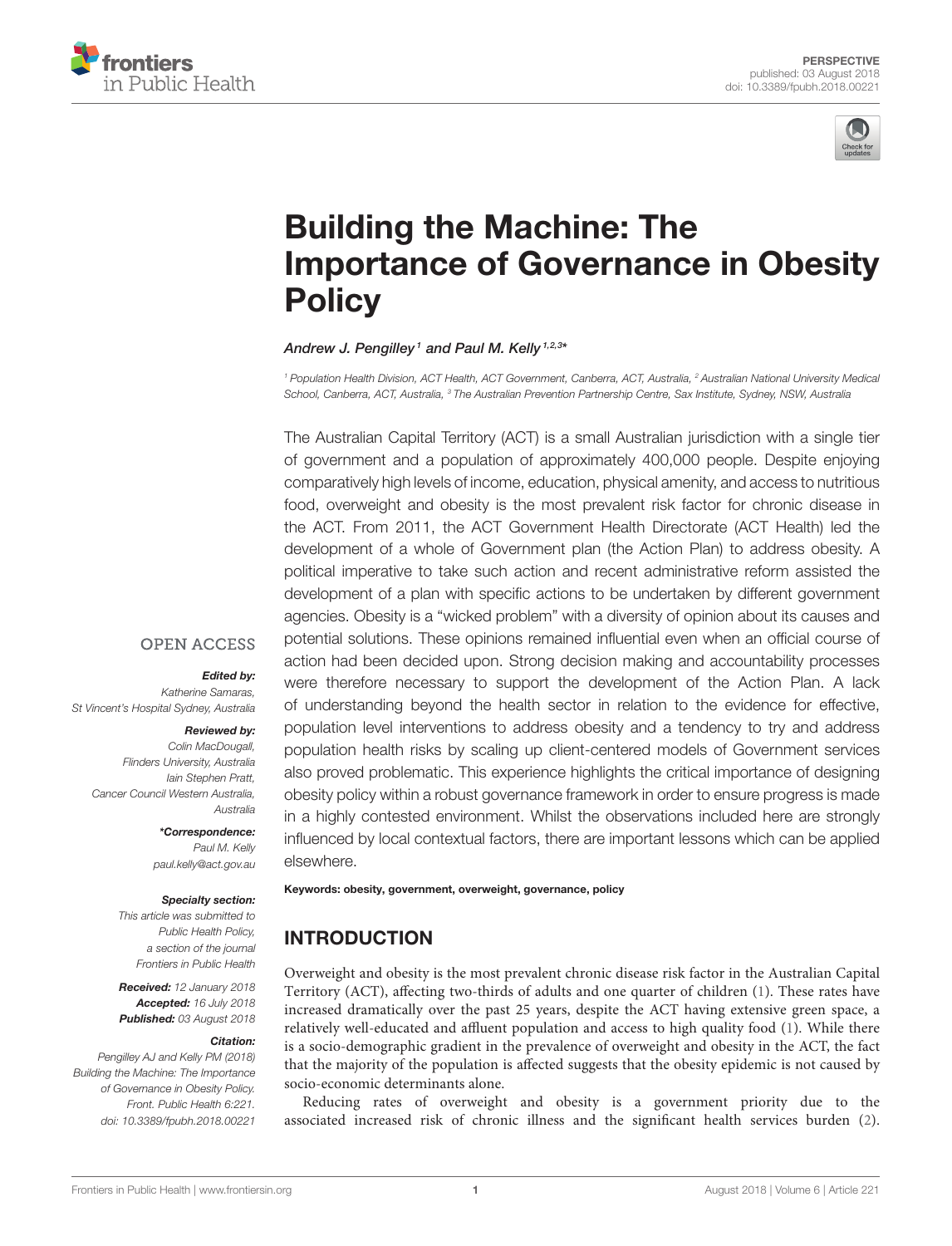PERSPECTIVE
published: 03 August 2018
doi: 10.3389/fpubh.2018.00221

# Building the Machine: The Importance of Governance in Obesity Policy

*Andrew J. Pengilley[1] and Paul M. Kelly[1,2,3]**

[1] Population Health Division, ACT Health, ACT Government, Canberra, ACT, Australia, [2] Australian National University Medical School, Canberra, ACT, Australia, [3] The Australian Prevention Partnership Centre, Sax Institute, Sydney, NSW, Australia

The Australian Capital Territory (ACT) is a small Australian jurisdiction with a single tier of government and a population of approximately 400,000 people. Despite enjoying comparatively high levels of income, education, physical amenity, and access to nutritious food, overweight and obesity is the most prevalent risk factor for chronic disease in the ACT. From 2011, the ACT Government Health Directorate (ACT Health) led the development of a whole of Government plan (the Action Plan) to address obesity. A political imperative to take such action and recent administrative reform assisted the development of a plan with specific actions to be undertaken by different government agencies. Obesity is a "wicked problem" with a diversity of opinion about its causes and potential solutions. These opinions remained influential even when an official course of action had been decided upon. Strong decision making and accountability processes were therefore necessary to support the development of the Action Plan. A lack of understanding beyond the health sector in relation to the evidence for effective, population level interventions to address obesity and a tendency to try and address population health risks by scaling up client-centered models of Government services also proved problematic. This experience highlights the critical importance of designing obesity policy within a robust governance framework in order to ensure progress is made in a highly contested environment. Whilst the observations included here are strongly influenced by local contextual factors, there are important lessons which can be applied elsewhere.

**Keywords: obesity, government, overweight, governance, policy**

OPEN ACCESS

***Edited by:***
Katherine Samaras,
St Vincent's Hospital Sydney, Australia

***Reviewed by:***
Colin MacDougall,
Flinders University, Australia
Iain Stephen Pratt,
Cancer Council Western Australia,
Australia

***\*Correspondence:***
Paul M. Kelly
paul.kelly@act.gov.au

***Specialty section:***
This article was submitted to
Public Health Policy,
a section of the journal
Frontiers in Public Health

***Received:*** 12 January 2018
***Accepted:*** 16 July 2018
***Published:*** 03 August 2018

***Citation:***
Pengilley AJ and Kelly PM (2018)
Building the Machine: The Importance
of Governance in Obesity Policy.
Front. Public Health 6:221.
doi: 10.3389/fpubh.2018.00221

## INTRODUCTION

Overweight and obesity is the most prevalent chronic disease risk factor in the Australian Capital Territory (ACT), affecting two-thirds of adults and one quarter of children (1). These rates have increased dramatically over the past 25 years, despite the ACT having extensive green space, a relatively well-educated and affluent population and access to high quality food (1). While there is a socio-demographic gradient in the prevalence of overweight and obesity in the ACT, the fact that the majority of the population is affected suggests that the obesity epidemic is not caused by socio-economic determinants alone.

Reducing rates of overweight and obesity is a government priority due to the associated increased risk of chronic illness and the significant health services burden (2).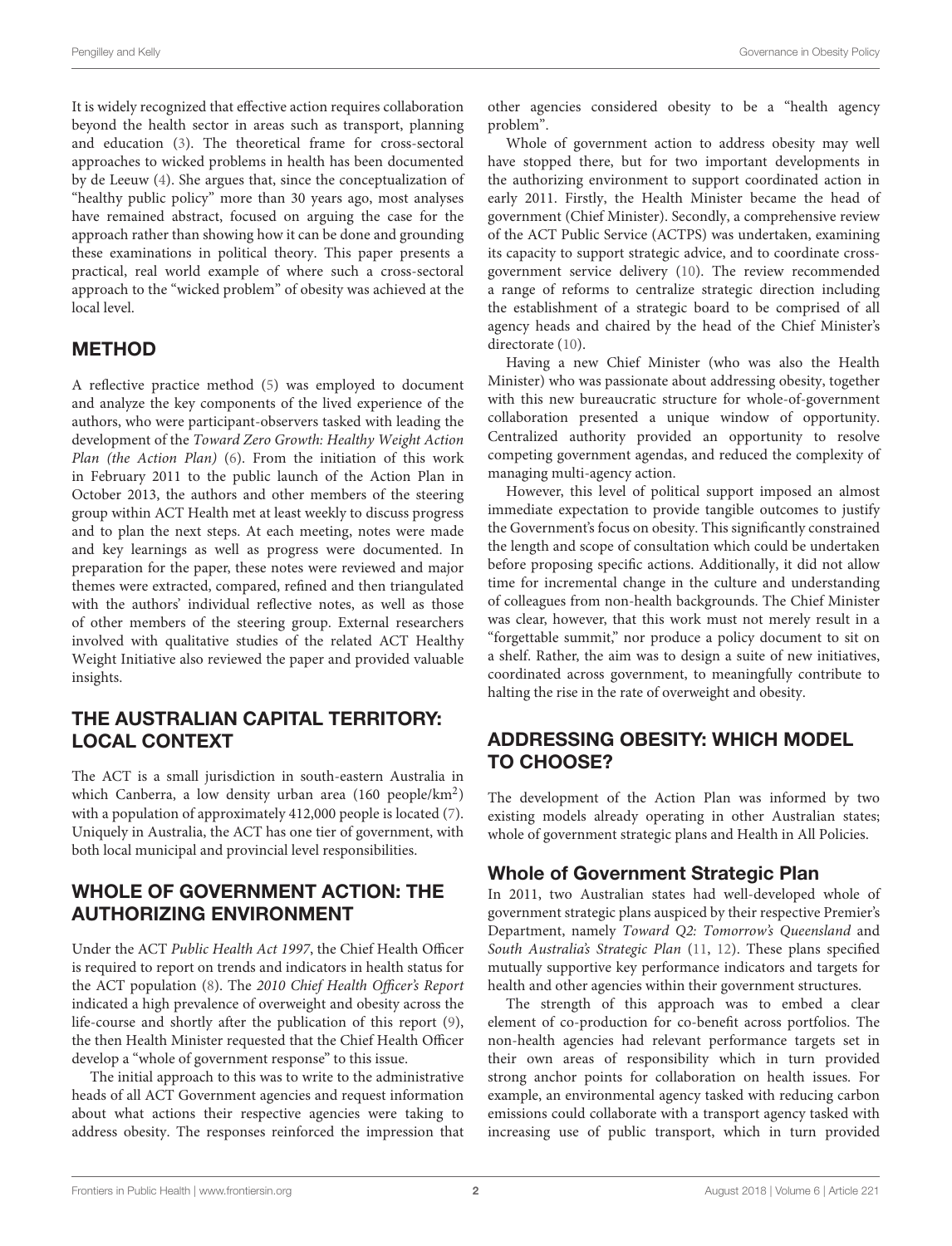It is widely recognized that effective action requires collaboration beyond the health sector in areas such as transport, planning and education (3). The theoretical frame for cross-sectoral approaches to wicked problems in health has been documented by de Leeuw (4). She argues that, since the conceptualization of "healthy public policy" more than 30 years ago, most analyses have remained abstract, focused on arguing the case for the approach rather than showing how it can be done and grounding these examinations in political theory. This paper presents a practical, real world example of where such a cross-sectoral approach to the "wicked problem" of obesity was achieved at the local level.

## METHOD

A reflective practice method (5) was employed to document and analyze the key components of the lived experience of the authors, who were participant-observers tasked with leading the development of the *Toward Zero Growth: Healthy Weight Action Plan (the Action Plan)* (6). From the initiation of this work in February 2011 to the public launch of the Action Plan in October 2013, the authors and other members of the steering group within ACT Health met at least weekly to discuss progress and to plan the next steps. At each meeting, notes were made and key learnings as well as progress were documented. In preparation for the paper, these notes were reviewed and major themes were extracted, compared, refined and then triangulated with the authors' individual reflective notes, as well as those of other members of the steering group. External researchers involved with qualitative studies of the related ACT Healthy Weight Initiative also reviewed the paper and provided valuable insights.

## THE AUSTRALIAN CAPITAL TERRITORY: LOCAL CONTEXT

The ACT is a small jurisdiction in south-eastern Australia in which Canberra, a low density urban area (160 people/km$^2$) with a population of approximately 412,000 people is located (7). Uniquely in Australia, the ACT has one tier of government, with both local municipal and provincial level responsibilities.

## WHOLE OF GOVERNMENT ACTION: THE AUTHORIZING ENVIRONMENT

Under the ACT *Public Health Act 1997*, the Chief Health Officer is required to report on trends and indicators in health status for the ACT population (8). The *2010 Chief Health Officer's Report* indicated a high prevalence of overweight and obesity across the life-course and shortly after the publication of this report (9), the then Health Minister requested that the Chief Health Officer develop a "whole of government response" to this issue.

The initial approach to this was to write to the administrative heads of all ACT Government agencies and request information about what actions their respective agencies were taking to address obesity. The responses reinforced the impression that other agencies considered obesity to be a "health agency problem".

Whole of government action to address obesity may well have stopped there, but for two important developments in the authorizing environment to support coordinated action in early 2011. Firstly, the Health Minister became the head of government (Chief Minister). Secondly, a comprehensive review of the ACT Public Service (ACTPS) was undertaken, examining its capacity to support strategic advice, and to coordinate cross-government service delivery (10). The review recommended a range of reforms to centralize strategic direction including the establishment of a strategic board to be comprised of all agency heads and chaired by the head of the Chief Minister's directorate (10).

Having a new Chief Minister (who was also the Health Minister) who was passionate about addressing obesity, together with this new bureaucratic structure for whole-of-government collaboration presented a unique window of opportunity. Centralized authority provided an opportunity to resolve competing government agendas, and reduced the complexity of managing multi-agency action.

However, this level of political support imposed an almost immediate expectation to provide tangible outcomes to justify the Government's focus on obesity. This significantly constrained the length and scope of consultation which could be undertaken before proposing specific actions. Additionally, it did not allow time for incremental change in the culture and understanding of colleagues from non-health backgrounds. The Chief Minister was clear, however, that this work must not merely result in a "forgettable summit," nor produce a policy document to sit on a shelf. Rather, the aim was to design a suite of new initiatives, coordinated across government, to meaningfully contribute to halting the rise in the rate of overweight and obesity.

## ADDRESSING OBESITY: WHICH MODEL TO CHOOSE?

The development of the Action Plan was informed by two existing models already operating in other Australian states; whole of government strategic plans and Health in All Policies.

### Whole of Government Strategic Plan

In 2011, two Australian states had well-developed whole of government strategic plans auspiced by their respective Premier's Department, namely *Toward Q2: Tomorrow's Queensland* and *South Australia's Strategic Plan* (11, 12). These plans specified mutually supportive key performance indicators and targets for health and other agencies within their government structures.

The strength of this approach was to embed a clear element of co-production for co-benefit across portfolios. The non-health agencies had relevant performance targets set in their own areas of responsibility which in turn provided strong anchor points for collaboration on health issues. For example, an environmental agency tasked with reducing carbon emissions could collaborate with a transport agency tasked with increasing use of public transport, which in turn provided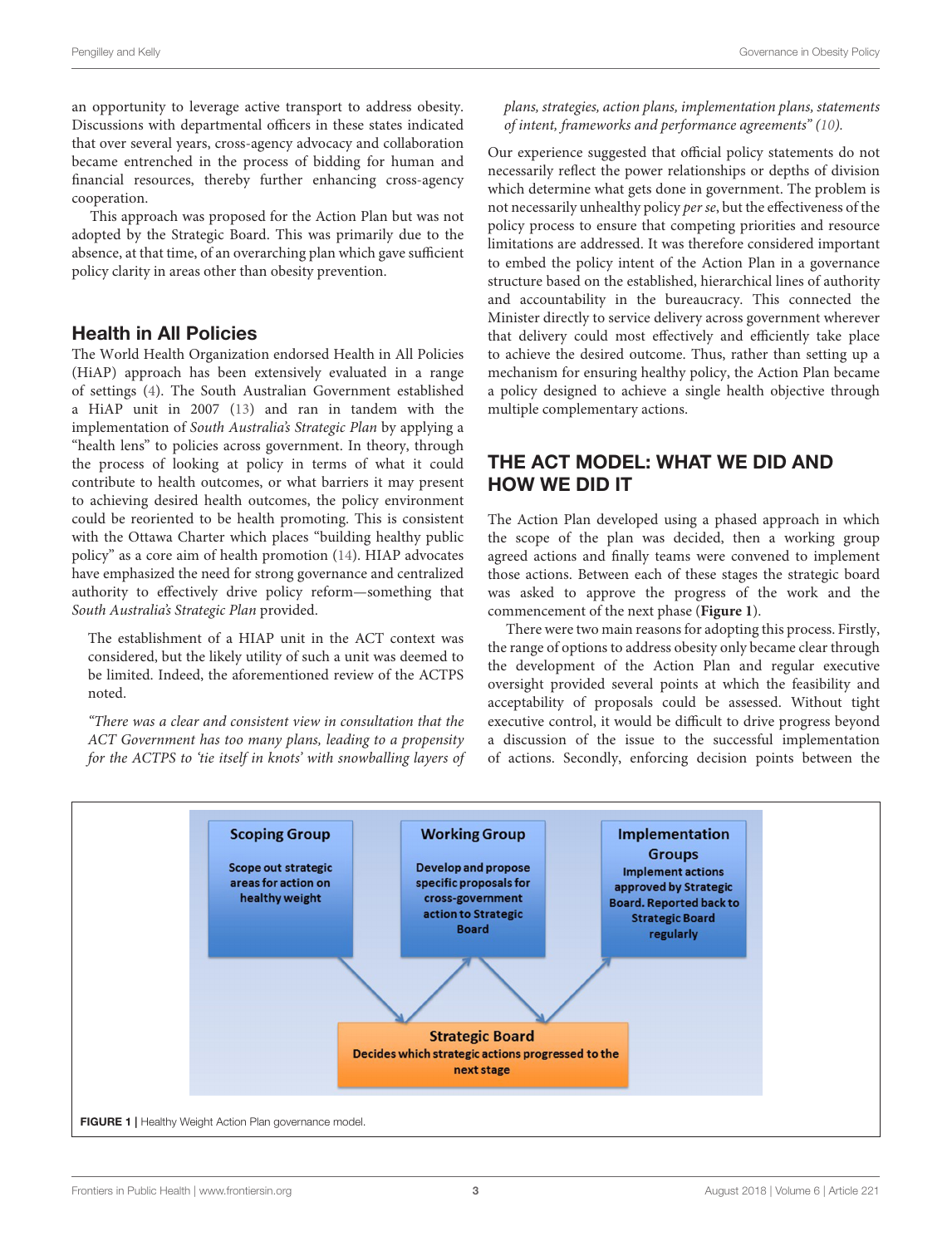an opportunity to leverage active transport to address obesity. Discussions with departmental officers in these states indicated that over several years, cross-agency advocacy and collaboration became entrenched in the process of bidding for human and financial resources, thereby further enhancing cross-agency cooperation.

This approach was proposed for the Action Plan but was not adopted by the Strategic Board. This was primarily due to the absence, at that time, of an overarching plan which gave sufficient policy clarity in areas other than obesity prevention.

## Health in All Policies

The World Health Organization endorsed Health in All Policies (HiAP) approach has been extensively evaluated in a range of settings (4). The South Australian Government established a HiAP unit in 2007 (13) and ran in tandem with the implementation of *South Australia's Strategic Plan* by applying a "health lens" to policies across government. In theory, through the process of looking at policy in terms of what it could contribute to health outcomes, or what barriers it may present to achieving desired health outcomes, the policy environment could be reoriented to be health promoting. This is consistent with the Ottawa Charter which places "building healthy public policy" as a core aim of health promotion (14). HIAP advocates have emphasized the need for strong governance and centralized authority to effectively drive policy reform—something that *South Australia's Strategic Plan* provided.

The establishment of a HIAP unit in the ACT context was considered, but the likely utility of such a unit was deemed to be limited. Indeed, the aforementioned review of the ACTPS noted.

*"There was a clear and consistent view in consultation that the ACT Government has too many plans, leading to a propensity for the ACTPS to 'tie itself in knots' with snowballing layers of plans, strategies, action plans, implementation plans, statements of intent, frameworks and performance agreements" (10).*

Our experience suggested that official policy statements do not necessarily reflect the power relationships or depths of division which determine what gets done in government. The problem is not necessarily unhealthy policy *per se*, but the effectiveness of the policy process to ensure that competing priorities and resource limitations are addressed. It was therefore considered important to embed the policy intent of the Action Plan in a governance structure based on the established, hierarchical lines of authority and accountability in the bureaucracy. This connected the Minister directly to service delivery across government wherever that delivery could most effectively and efficiently take place to achieve the desired outcome. Thus, rather than setting up a mechanism for ensuring healthy policy, the Action Plan became a policy designed to achieve a single health objective through multiple complementary actions.

## THE ACT MODEL: WHAT WE DID AND HOW WE DID IT

The Action Plan developed using a phased approach in which the scope of the plan was decided, then a working group agreed actions and finally teams were convened to implement those actions. Between each of these stages the strategic board was asked to approve the progress of the work and the commencement of the next phase (**Figure 1**).

There were two main reasons for adopting this process. Firstly, the range of options to address obesity only became clear through the development of the Action Plan and regular executive oversight provided several points at which the feasibility and acceptability of proposals could be assessed. Without tight executive control, it would be difficult to drive progress beyond a discussion of the issue to the successful implementation of actions. Secondly, enforcing decision points between the

**Scoping Group** — Scope out strategic areas for action on healthy weight

**Working Group** — Develop and propose specific proposals for cross-government action to Strategic Board

**Implementation Groups** — Implement actions approved by Strategic Board. Reported back to Strategic Board regularly

**Strategic Board** — Decides which strategic actions progressed to the next stage

**FIGURE 1** | Healthy Weight Action Plan governance model.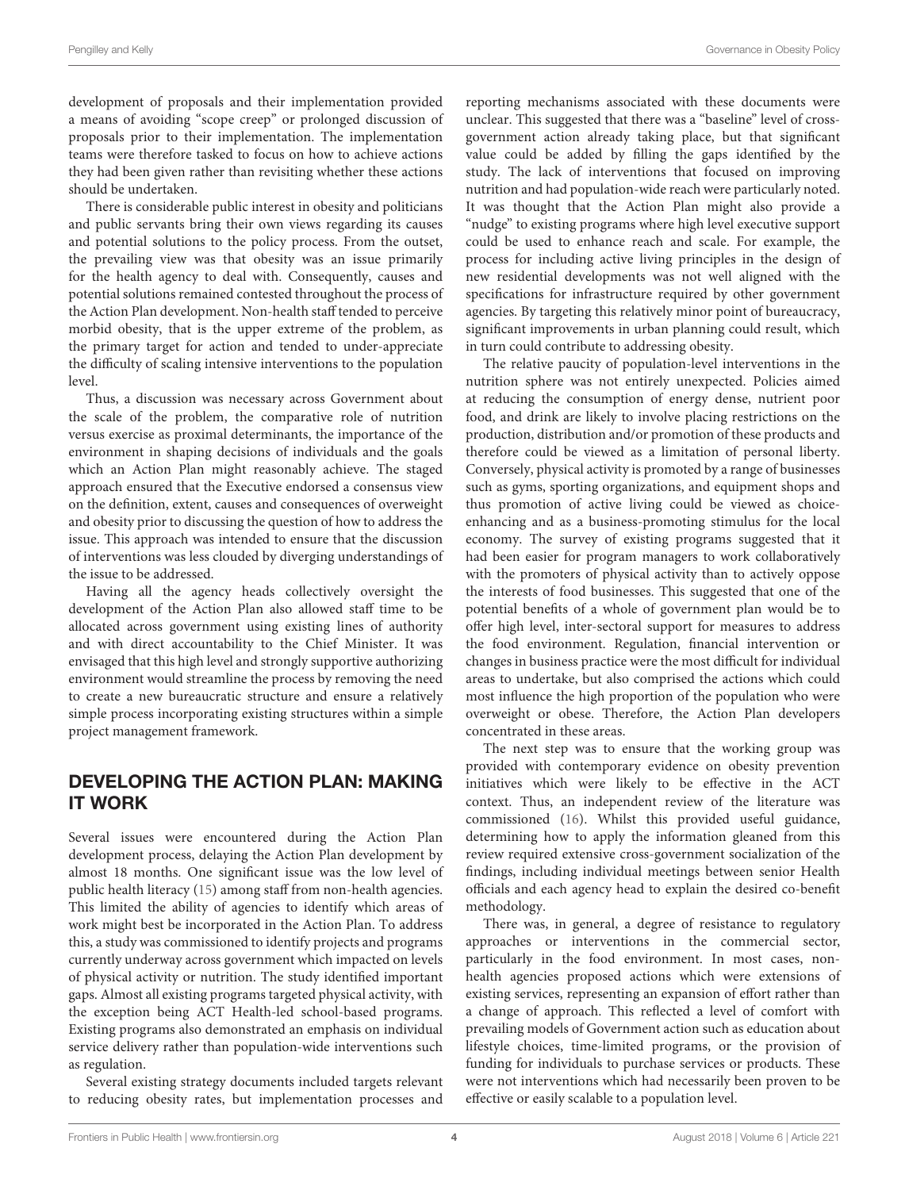development of proposals and their implementation provided a means of avoiding "scope creep" or prolonged discussion of proposals prior to their implementation. The implementation teams were therefore tasked to focus on how to achieve actions they had been given rather than revisiting whether these actions should be undertaken.

There is considerable public interest in obesity and politicians and public servants bring their own views regarding its causes and potential solutions to the policy process. From the outset, the prevailing view was that obesity was an issue primarily for the health agency to deal with. Consequently, causes and potential solutions remained contested throughout the process of the Action Plan development. Non-health staff tended to perceive morbid obesity, that is the upper extreme of the problem, as the primary target for action and tended to under-appreciate the difficulty of scaling intensive interventions to the population level.

Thus, a discussion was necessary across Government about the scale of the problem, the comparative role of nutrition versus exercise as proximal determinants, the importance of the environment in shaping decisions of individuals and the goals which an Action Plan might reasonably achieve. The staged approach ensured that the Executive endorsed a consensus view on the definition, extent, causes and consequences of overweight and obesity prior to discussing the question of how to address the issue. This approach was intended to ensure that the discussion of interventions was less clouded by diverging understandings of the issue to be addressed.

Having all the agency heads collectively oversight the development of the Action Plan also allowed staff time to be allocated across government using existing lines of authority and with direct accountability to the Chief Minister. It was envisaged that this high level and strongly supportive authorizing environment would streamline the process by removing the need to create a new bureaucratic structure and ensure a relatively simple process incorporating existing structures within a simple project management framework.

## DEVELOPING THE ACTION PLAN: MAKING IT WORK

Several issues were encountered during the Action Plan development process, delaying the Action Plan development by almost 18 months. One significant issue was the low level of public health literacy (15) among staff from non-health agencies. This limited the ability of agencies to identify which areas of work might best be incorporated in the Action Plan. To address this, a study was commissioned to identify projects and programs currently underway across government which impacted on levels of physical activity or nutrition. The study identified important gaps. Almost all existing programs targeted physical activity, with the exception being ACT Health-led school-based programs. Existing programs also demonstrated an emphasis on individual service delivery rather than population-wide interventions such as regulation.

Several existing strategy documents included targets relevant to reducing obesity rates, but implementation processes and reporting mechanisms associated with these documents were unclear. This suggested that there was a "baseline" level of cross-government action already taking place, but that significant value could be added by filling the gaps identified by the study. The lack of interventions that focused on improving nutrition and had population-wide reach were particularly noted. It was thought that the Action Plan might also provide a "nudge" to existing programs where high level executive support could be used to enhance reach and scale. For example, the process for including active living principles in the design of new residential developments was not well aligned with the specifications for infrastructure required by other government agencies. By targeting this relatively minor point of bureaucracy, significant improvements in urban planning could result, which in turn could contribute to addressing obesity.

The relative paucity of population-level interventions in the nutrition sphere was not entirely unexpected. Policies aimed at reducing the consumption of energy dense, nutrient poor food, and drink are likely to involve placing restrictions on the production, distribution and/or promotion of these products and therefore could be viewed as a limitation of personal liberty. Conversely, physical activity is promoted by a range of businesses such as gyms, sporting organizations, and equipment shops and thus promotion of active living could be viewed as choice-enhancing and as a business-promoting stimulus for the local economy. The survey of existing programs suggested that it had been easier for program managers to work collaboratively with the promoters of physical activity than to actively oppose the interests of food businesses. This suggested that one of the potential benefits of a whole of government plan would be to offer high level, inter-sectoral support for measures to address the food environment. Regulation, financial intervention or changes in business practice were the most difficult for individual areas to undertake, but also comprised the actions which could most influence the high proportion of the population who were overweight or obese. Therefore, the Action Plan developers concentrated in these areas.

The next step was to ensure that the working group was provided with contemporary evidence on obesity prevention initiatives which were likely to be effective in the ACT context. Thus, an independent review of the literature was commissioned (16). Whilst this provided useful guidance, determining how to apply the information gleaned from this review required extensive cross-government socialization of the findings, including individual meetings between senior Health officials and each agency head to explain the desired co-benefit methodology.

There was, in general, a degree of resistance to regulatory approaches or interventions in the commercial sector, particularly in the food environment. In most cases, non-health agencies proposed actions which were extensions of existing services, representing an expansion of effort rather than a change of approach. This reflected a level of comfort with prevailing models of Government action such as education about lifestyle choices, time-limited programs, or the provision of funding for individuals to purchase services or products. These were not interventions which had necessarily been proven to be effective or easily scalable to a population level.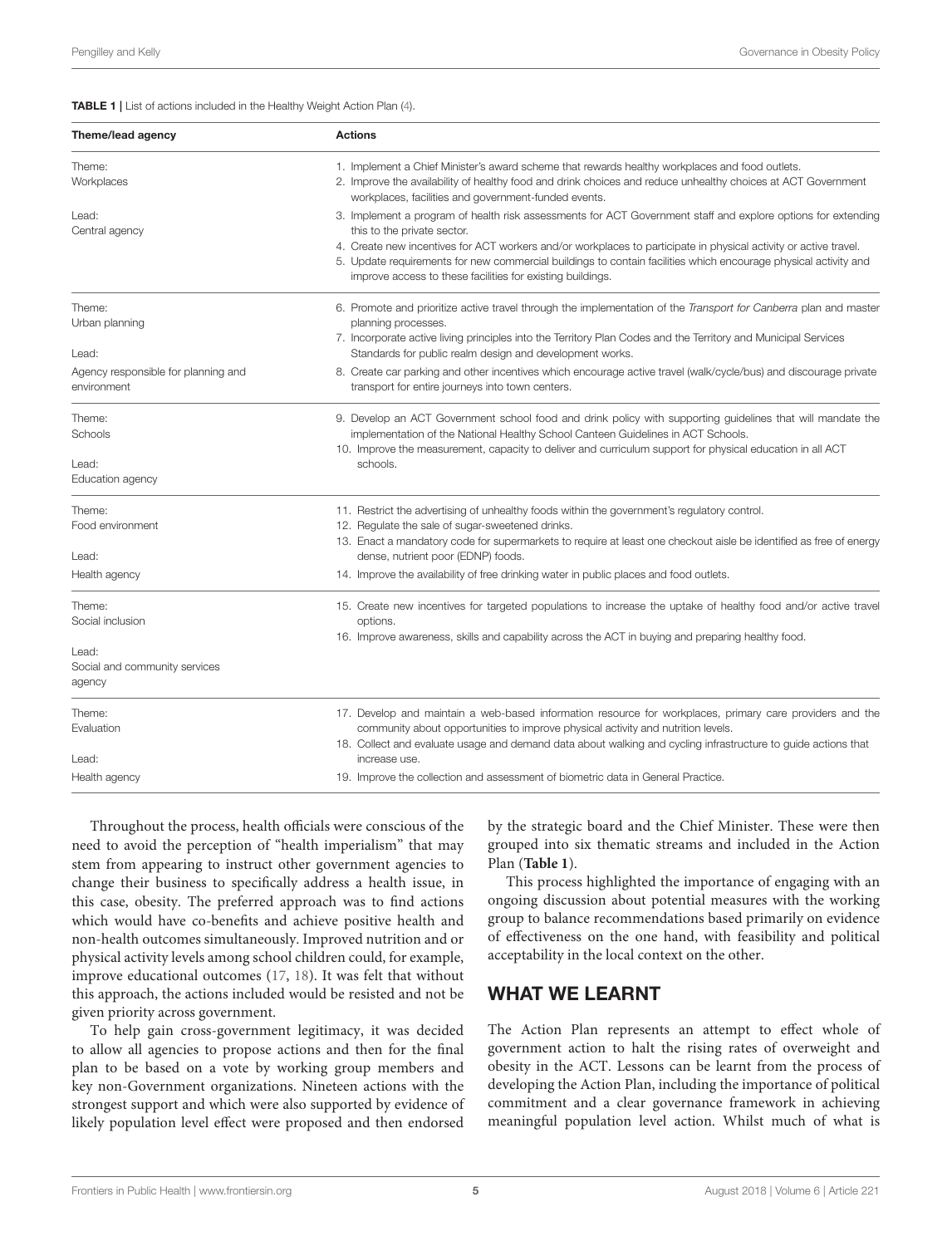**TABLE 1 |** List of actions included in the Healthy Weight Action Plan (4).

| Theme/lead agency | Actions |
|---|---|
| Theme: Workplaces<br><br>Lead: Central agency | 1. Implement a Chief Minister's award scheme that rewards healthy workplaces and food outlets.<br>2. Improve the availability of healthy food and drink choices and reduce unhealthy choices at ACT Government workplaces, facilities and government-funded events.<br>3. Implement a program of health risk assessments for ACT Government staff and explore options for extending this to the private sector.<br>4. Create new incentives for ACT workers and/or workplaces to participate in physical activity or active travel.<br>5. Update requirements for new commercial buildings to contain facilities which encourage physical activity and improve access to these facilities for existing buildings. |
| Theme: Urban planning<br><br>Lead: Agency responsible for planning and environment | 6. Promote and prioritize active travel through the implementation of the *Transport for Canberra* plan and master planning processes.<br>7. Incorporate active living principles into the Territory Plan Codes and the Territory and Municipal Services Standards for public realm design and development works.<br>8. Create car parking and other incentives which encourage active travel (walk/cycle/bus) and discourage private transport for entire journeys into town centers. |
| Theme: Schools<br><br>Lead: Education agency | 9. Develop an ACT Government school food and drink policy with supporting guidelines that will mandate the implementation of the National Healthy School Canteen Guidelines in ACT Schools.<br>10. Improve the measurement, capacity to deliver and curriculum support for physical education in all ACT schools. |
| Theme: Food environment<br><br>Lead: Health agency | 11. Restrict the advertising of unhealthy foods within the government's regulatory control.<br>12. Regulate the sale of sugar-sweetened drinks.<br>13. Enact a mandatory code for supermarkets to require at least one checkout aisle be identified as free of energy dense, nutrient poor (EDNP) foods.<br>14. Improve the availability of free drinking water in public places and food outlets. |
| Theme: Social inclusion<br><br>Lead: Social and community services agency | 15. Create new incentives for targeted populations to increase the uptake of healthy food and/or active travel options.<br>16. Improve awareness, skills and capability across the ACT in buying and preparing healthy food. |
| Theme: Evaluation<br><br>Lead: Health agency | 17. Develop and maintain a web-based information resource for workplaces, primary care providers and the community about opportunities to improve physical activity and nutrition levels.<br>18. Collect and evaluate usage and demand data about walking and cycling infrastructure to guide actions that increase use.<br>19. Improve the collection and assessment of biometric data in General Practice. |

Throughout the process, health officials were conscious of the need to avoid the perception of "health imperialism" that may stem from appearing to instruct other government agencies to change their business to specifically address a health issue, in this case, obesity. The preferred approach was to find actions which would have co-benefits and achieve positive health and non-health outcomes simultaneously. Improved nutrition and or physical activity levels among school children could, for example, improve educational outcomes (17, 18). It was felt that without this approach, the actions included would be resisted and not be given priority across government.

To help gain cross-government legitimacy, it was decided to allow all agencies to propose actions and then for the final plan to be based on a vote by working group members and key non-Government organizations. Nineteen actions with the strongest support and which were also supported by evidence of likely population level effect were proposed and then endorsed by the strategic board and the Chief Minister. These were then grouped into six thematic streams and included in the Action Plan (**Table 1**).

This process highlighted the importance of engaging with an ongoing discussion about potential measures with the working group to balance recommendations based primarily on evidence of effectiveness on the one hand, with feasibility and political acceptability in the local context on the other.

## WHAT WE LEARNT

The Action Plan represents an attempt to effect whole of government action to halt the rising rates of overweight and obesity in the ACT. Lessons can be learnt from the process of developing the Action Plan, including the importance of political commitment and a clear governance framework in achieving meaningful population level action. Whilst much of what is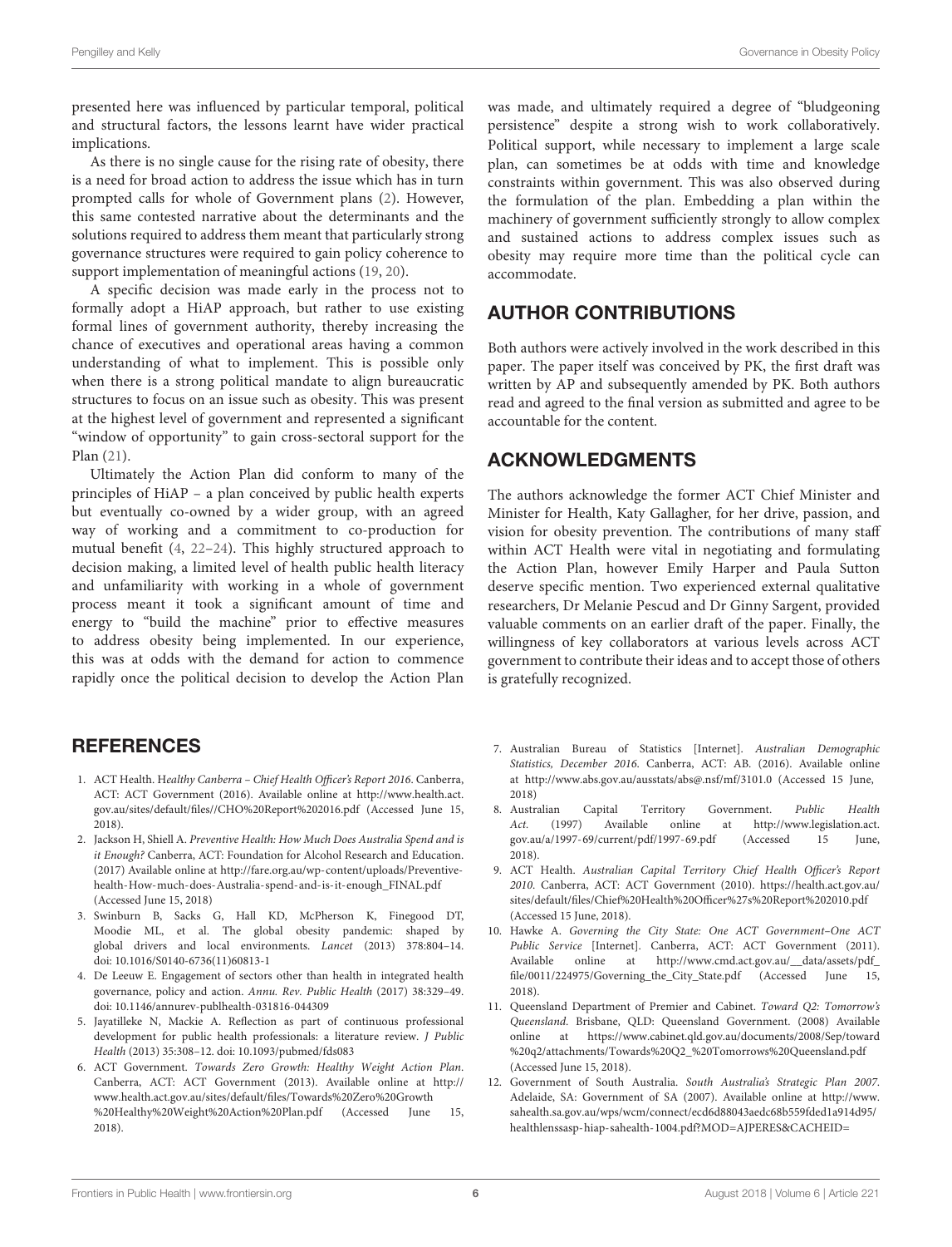presented here was influenced by particular temporal, political and structural factors, the lessons learnt have wider practical implications.

As there is no single cause for the rising rate of obesity, there is a need for broad action to address the issue which has in turn prompted calls for whole of Government plans (2). However, this same contested narrative about the determinants and the solutions required to address them meant that particularly strong governance structures were required to gain policy coherence to support implementation of meaningful actions (19, 20).

A specific decision was made early in the process not to formally adopt a HiAP approach, but rather to use existing formal lines of government authority, thereby increasing the chance of executives and operational areas having a common understanding of what to implement. This is possible only when there is a strong political mandate to align bureaucratic structures to focus on an issue such as obesity. This was present at the highest level of government and represented a significant "window of opportunity" to gain cross-sectoral support for the Plan (21).

Ultimately the Action Plan did conform to many of the principles of HiAP – a plan conceived by public health experts but eventually co-owned by a wider group, with an agreed way of working and a commitment to co-production for mutual benefit (4, 22–24). This highly structured approach to decision making, a limited level of health public health literacy and unfamiliarity with working in a whole of government process meant it took a significant amount of time and energy to "build the machine" prior to effective measures to address obesity being implemented. In our experience, this was at odds with the demand for action to commence rapidly once the political decision to develop the Action Plan was made, and ultimately required a degree of "bludgeoning persistence" despite a strong wish to work collaboratively. Political support, while necessary to implement a large scale plan, can sometimes be at odds with time and knowledge constraints within government. This was also observed during the formulation of the plan. Embedding a plan within the machinery of government sufficiently strongly to allow complex and sustained actions to address complex issues such as obesity may require more time than the political cycle can accommodate.

## AUTHOR CONTRIBUTIONS

Both authors were actively involved in the work described in this paper. The paper itself was conceived by PK, the first draft was written by AP and subsequently amended by PK. Both authors read and agreed to the final version as submitted and agree to be accountable for the content.

## ACKNOWLEDGMENTS

The authors acknowledge the former ACT Chief Minister and Minister for Health, Katy Gallagher, for her drive, passion, and vision for obesity prevention. The contributions of many staff within ACT Health were vital in negotiating and formulating the Action Plan, however Emily Harper and Paula Sutton deserve specific mention. Two experienced external qualitative researchers, Dr Melanie Pescud and Dr Ginny Sargent, provided valuable comments on an earlier draft of the paper. Finally, the willingness of key collaborators at various levels across ACT government to contribute their ideas and to accept those of others is gratefully recognized.

## REFERENCES

1. ACT Health. *Healthy Canberra – Chief Health Officer's Report 2016*. Canberra, ACT: ACT Government (2016). Available online at http://www.health.act.gov.au/sites/default/files//CHO%20Report%202016.pdf (Accessed June 15, 2018).
2. Jackson H, Shiell A. *Preventive Health: How Much Does Australia Spend and is it Enough?* Canberra, ACT: Foundation for Alcohol Research and Education. (2017) Available online at http://fare.org.au/wp-content/uploads/Preventive-health-How-much-does-Australia-spend-and-is-it-enough_FINAL.pdf (Accessed June 15, 2018)
3. Swinburn B, Sacks G, Hall KD, McPherson K, Finegood DT, Moodie ML, et al. The global obesity pandemic: shaped by global drivers and local environments. *Lancet* (2013) 378:804–14. doi: 10.1016/S0140-6736(11)60813-1
4. De Leeuw E. Engagement of sectors other than health in integrated health governance, policy and action. *Annu. Rev. Public Health* (2017) 38:329–49. doi: 10.1146/annurev-publhealth-031816-044309
5. Jayatilleke N, Mackie A. Reflection as part of continuous professional development for public health professionals: a literature review. *J Public Health* (2013) 35:308–12. doi: 10.1093/pubmed/fds083
6. ACT Government. *Towards Zero Growth: Healthy Weight Action Plan*. Canberra, ACT: ACT Government (2013). Available online at http://www.health.act.gov.au/sites/default/files/Towards%20Zero%20Growth%20Healthy%20Weight%20Action%20Plan.pdf (Accessed June 15, 2018).
7. Australian Bureau of Statistics [Internet]. *Australian Demographic Statistics, December 2016*. Canberra, ACT: AB. (2016). Available online at http://www.abs.gov.au/ausstats/abs@.nsf/mf/3101.0 (Accessed 15 June, 2018)
8. Australian Capital Territory Government. *Public Health Act*. (1997) Available online at http://www.legislation.act.gov.au/a/1997-69/current/pdf/1997-69.pdf (Accessed 15 June, 2018).
9. ACT Health. *Australian Capital Territory Chief Health Officer's Report 2010*. Canberra, ACT: ACT Government (2010). https://health.act.gov.au/sites/default/files/Chief%20Health%20Officer%27s%20Report%202010.pdf (Accessed 15 June, 2018).
10. Hawke A. *Governing the City State: One ACT Government–One ACT Public Service* [Internet]. Canberra, ACT: ACT Government (2011). Available online at http://www.cmd.act.gov.au/__data/assets/pdf_file/0011/224975/Governing_the_City_State.pdf (Accessed June 15, 2018).
11. Queensland Department of Premier and Cabinet. *Toward Q2: Tomorrow's Queensland*. Brisbane, QLD: Queensland Government. (2008) Available online at https://www.cabinet.qld.gov.au/documents/2008/Sep/toward%20q2/attachments/Towards%20Q2_%20Tomorrows%20Queensland.pdf (Accessed June 15, 2018).
12. Government of South Australia. *South Australia's Strategic Plan 2007*. Adelaide, SA: Government of SA (2007). Available online at http://www.sahealth.sa.gov.au/wps/wcm/connect/ecd6d88043aedc68b559fded1a914d95/healthlenssasp-hiap-sahealth-1004.pdf?MOD=AJPERES&CACHEID=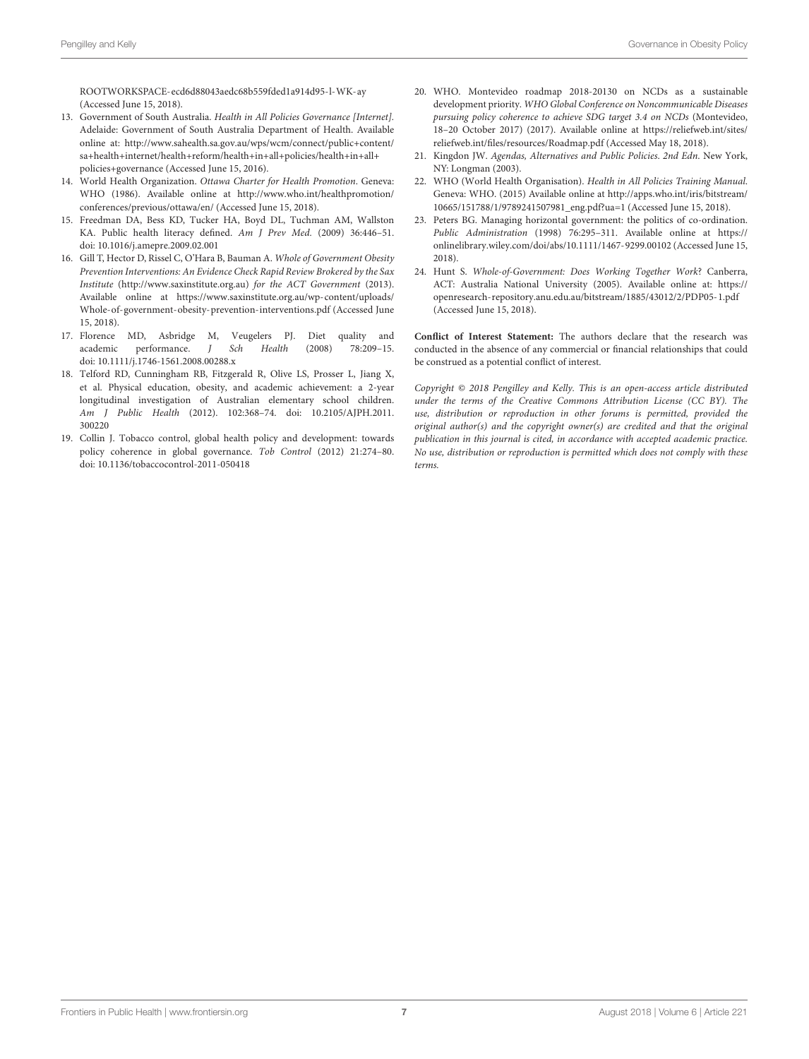ROOTWORKSPACE-ecd6d88043aedc68b559fded1a914d95-l-WK-ay (Accessed June 15, 2018).

13. Government of South Australia. *Health in All Policies Governance [Internet]*. Adelaide: Government of South Australia Department of Health. Available online at: http://www.sahealth.sa.gov.au/wps/wcm/connect/public+content/sa+health+internet/health+reform/health+in+all+policies/health+in+all+policies+governance (Accessed June 15, 2016).
14. World Health Organization. *Ottawa Charter for Health Promotion*. Geneva: WHO (1986). Available online at http://www.who.int/healthpromotion/conferences/previous/ottawa/en/ (Accessed June 15, 2018).
15. Freedman DA, Bess KD, Tucker HA, Boyd DL, Tuchman AM, Wallston KA. Public health literacy defined. *Am J Prev Med.* (2009) 36:446–51. doi: 10.1016/j.amepre.2009.02.001
16. Gill T, Hector D, Rissel C, O'Hara B, Bauman A. *Whole of Government Obesity Prevention Interventions: An Evidence Check Rapid Review Brokered by the Sax Institute* (http://www.saxinstitute.org.au) *for the ACT Government* (2013). Available online at https://www.saxinstitute.org.au/wp-content/uploads/Whole-of-government-obesity-prevention-interventions.pdf (Accessed June 15, 2018).
17. Florence MD, Asbridge M, Veugelers PJ. Diet quality and academic performance. *J Sch Health* (2008) 78:209–15. doi: 10.1111/j.1746-1561.2008.00288.x
18. Telford RD, Cunningham RB, Fitzgerald R, Olive LS, Prosser L, Jiang X, et al. Physical education, obesity, and academic achievement: a 2-year longitudinal investigation of Australian elementary school children. *Am J Public Health* (2012). 102:368–74. doi: 10.2105/AJPH.2011.300220
19. Collin J. Tobacco control, global health policy and development: towards policy coherence in global governance. *Tob Control* (2012) 21:274–80. doi: 10.1136/tobaccocontrol-2011-050418
20. WHO. Montevideo roadmap 2018-20130 on NCDs as a sustainable development priority. *WHO Global Conference on Noncommunicable Diseases pursuing policy coherence to achieve SDG target 3.4 on NCDs* (Montevideo, 18–20 October 2017) (2017). Available online at https://reliefweb.int/sites/reliefweb.int/files/resources/Roadmap.pdf (Accessed May 18, 2018).
21. Kingdon JW. *Agendas, Alternatives and Public Policies. 2nd Edn.* New York, NY: Longman (2003).
22. WHO (World Health Organisation). *Health in All Policies Training Manual.* Geneva: WHO. (2015) Available online at http://apps.who.int/iris/bitstream/10665/151788/1/9789241507981_eng.pdf?ua=1 (Accessed June 15, 2018).
23. Peters BG. Managing horizontal government: the politics of co-ordination. *Public Administration* (1998) 76:295–311. Available online at https://onlinelibrary.wiley.com/doi/abs/10.1111/1467-9299.00102 (Accessed June 15, 2018).
24. Hunt S. *Whole-of-Government: Does Working Together Work*? Canberra, ACT: Australia National University (2005). Available online at: https://openresearch-repository.anu.edu.au/bitstream/1885/43012/2/PDP05-1.pdf (Accessed June 15, 2018).

**Conflict of Interest Statement:** The authors declare that the research was conducted in the absence of any commercial or financial relationships that could be construed as a potential conflict of interest.

*Copyright © 2018 Pengilley and Kelly. This is an open-access article distributed under the terms of the Creative Commons Attribution License (CC BY). The use, distribution or reproduction in other forums is permitted, provided the original author(s) and the copyright owner(s) are credited and that the original publication in this journal is cited, in accordance with accepted academic practice. No use, distribution or reproduction is permitted which does not comply with these terms.*